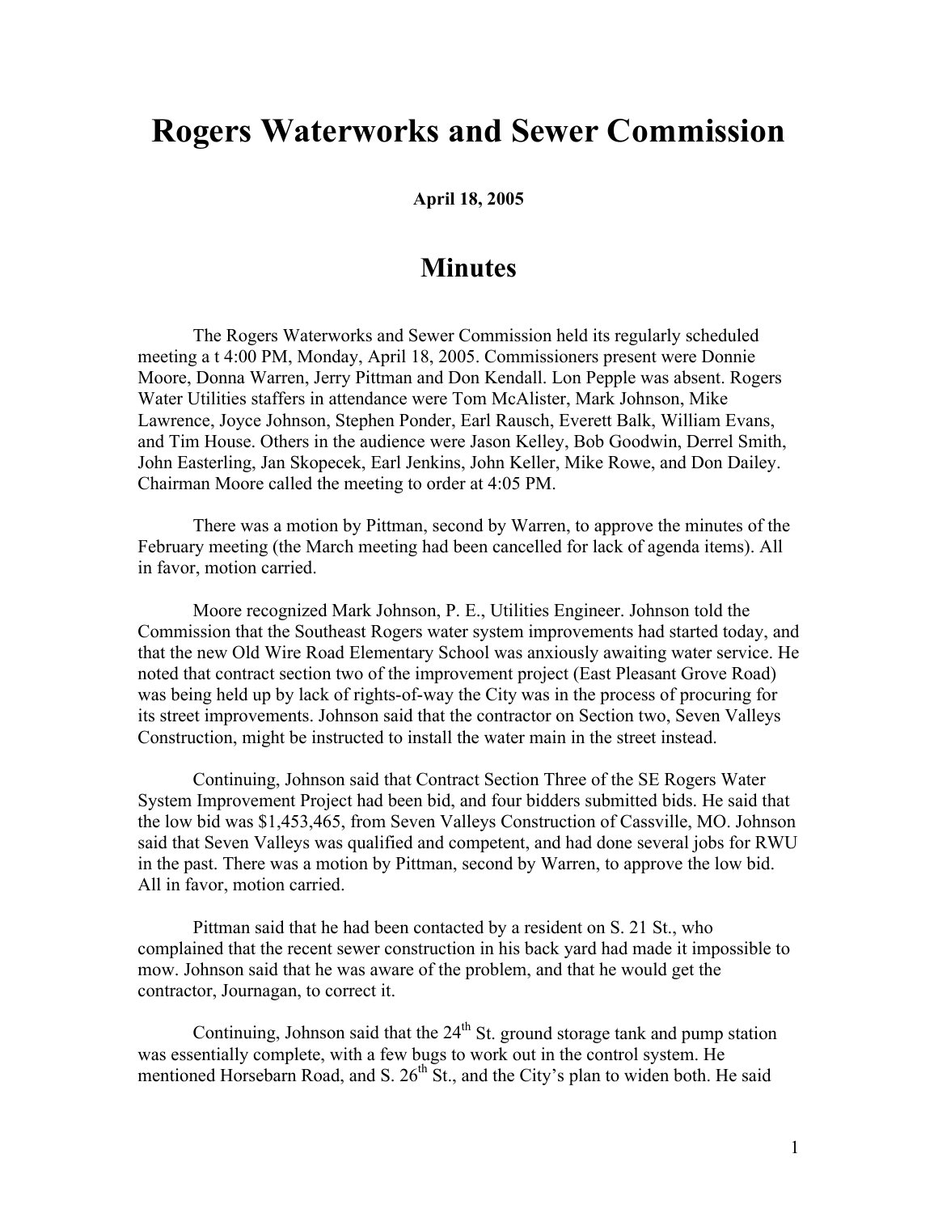# Rogers Waterworks and Sewer Commission

**April 18, 2005**

## Minutes

The Rogers Waterworks and Sewer Commission held its regularly scheduled meeting a t 4:00 PM, Monday, April 18, 2005. Commissioners present were Donnie Moore, Donna Warren, Jerry Pittman and Don Kendall. Lon Pepple was absent. Rogers Water Utilities staffers in attendance were Tom McAlister, Mark Johnson, Mike Lawrence, Joyce Johnson, Stephen Ponder, Earl Rausch, Everett Balk, William Evans, and Tim House. Others in the audience were Jason Kelley, Bob Goodwin, Derrel Smith, John Easterling, Jan Skopecek, Earl Jenkins, John Keller, Mike Rowe, and Don Dailey. Chairman Moore called the meeting to order at 4:05 PM.

There was a motion by Pittman, second by Warren, to approve the minutes of the February meeting (the March meeting had been cancelled for lack of agenda items). All in favor, motion carried.

Moore recognized Mark Johnson, P. E., Utilities Engineer. Johnson told the Commission that the Southeast Rogers water system improvements had started today, and that the new Old Wire Road Elementary School was anxiously awaiting water service. He noted that contract section two of the improvement project (East Pleasant Grove Road) was being held up by lack of rights-of-way the City was in the process of procuring for its street improvements. Johnson said that the contractor on Section two, Seven Valleys Construction, might be instructed to install the water main in the street instead.

Continuing, Johnson said that Contract Section Three of the SE Rogers Water System Improvement Project had been bid, and four bidders submitted bids. He said that the low bid was $1,453,465, from Seven Valleys Construction of Cassville, MO. Johnson said that Seven Valleys was qualified and competent, and had done several jobs for RWU in the past. There was a motion by Pittman, second by Warren, to approve the low bid. All in favor, motion carried.

Pittman said that he had been contacted by a resident on S. 21 St., who complained that the recent sewer construction in his back yard had made it impossible to mow. Johnson said that he was aware of the problem, and that he would get the contractor, Journagan, to correct it.

Continuing, Johnson said that the 24th St. ground storage tank and pump station was essentially complete, with a few bugs to work out in the control system. He mentioned Horsebarn Road, and S. 26th St., and the City's plan to widen both. He said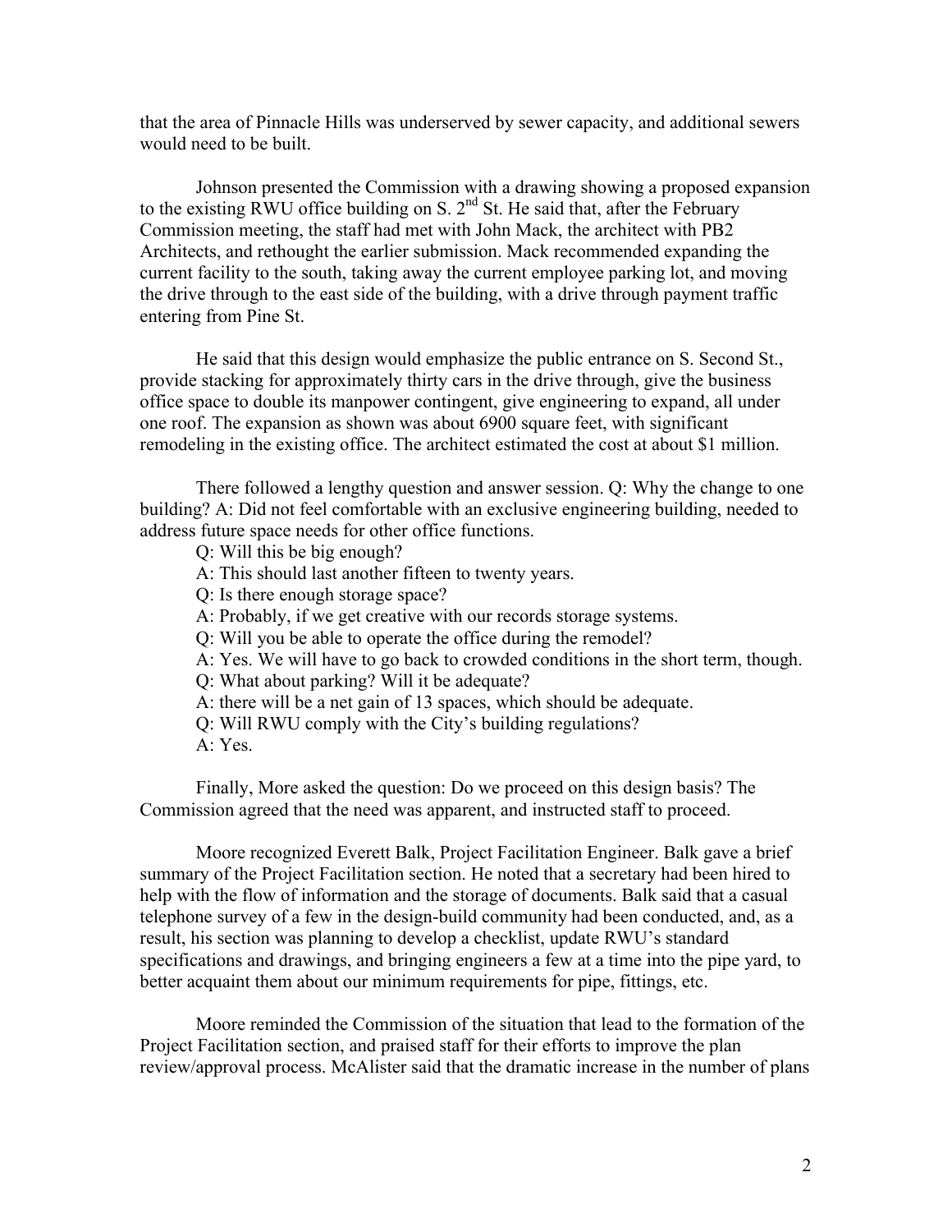that the area of Pinnacle Hills was underserved by sewer capacity, and additional sewers would need to be built.

Johnson presented the Commission with a drawing showing a proposed expansion to the existing RWU office building on S. 2nd St. He said that, after the February Commission meeting, the staff had met with John Mack, the architect with PB2 Architects, and rethought the earlier submission. Mack recommended expanding the current facility to the south, taking away the current employee parking lot, and moving the drive through to the east side of the building, with a drive through payment traffic entering from Pine St.

He said that this design would emphasize the public entrance on S. Second St., provide stacking for approximately thirty cars in the drive through, give the business office space to double its manpower contingent, give engineering to expand, all under one roof. The expansion as shown was about 6900 square feet, with significant remodeling in the existing office. The architect estimated the cost at about $1 million.

There followed a lengthy question and answer session. Q: Why the change to one building? A: Did not feel comfortable with an exclusive engineering building, needed to address future space needs for other office functions.

Q: Will this be big enough?

A: This should last another fifteen to twenty years.

Q: Is there enough storage space?

A: Probably, if we get creative with our records storage systems.

Q: Will you be able to operate the office during the remodel?

A: Yes. We will have to go back to crowded conditions in the short term, though.

Q: What about parking? Will it be adequate?

A: there will be a net gain of 13 spaces, which should be adequate.

Q: Will RWU comply with the City's building regulations?

A: Yes.

Finally, More asked the question: Do we proceed on this design basis? The Commission agreed that the need was apparent, and instructed staff to proceed.

Moore recognized Everett Balk, Project Facilitation Engineer. Balk gave a brief summary of the Project Facilitation section. He noted that a secretary had been hired to help with the flow of information and the storage of documents. Balk said that a casual telephone survey of a few in the design-build community had been conducted, and, as a result, his section was planning to develop a checklist, update RWU's standard specifications and drawings, and bringing engineers a few at a time into the pipe yard, to better acquaint them about our minimum requirements for pipe, fittings, etc.

Moore reminded the Commission of the situation that lead to the formation of the Project Facilitation section, and praised staff for their efforts to improve the plan review/approval process. McAlister said that the dramatic increase in the number of plans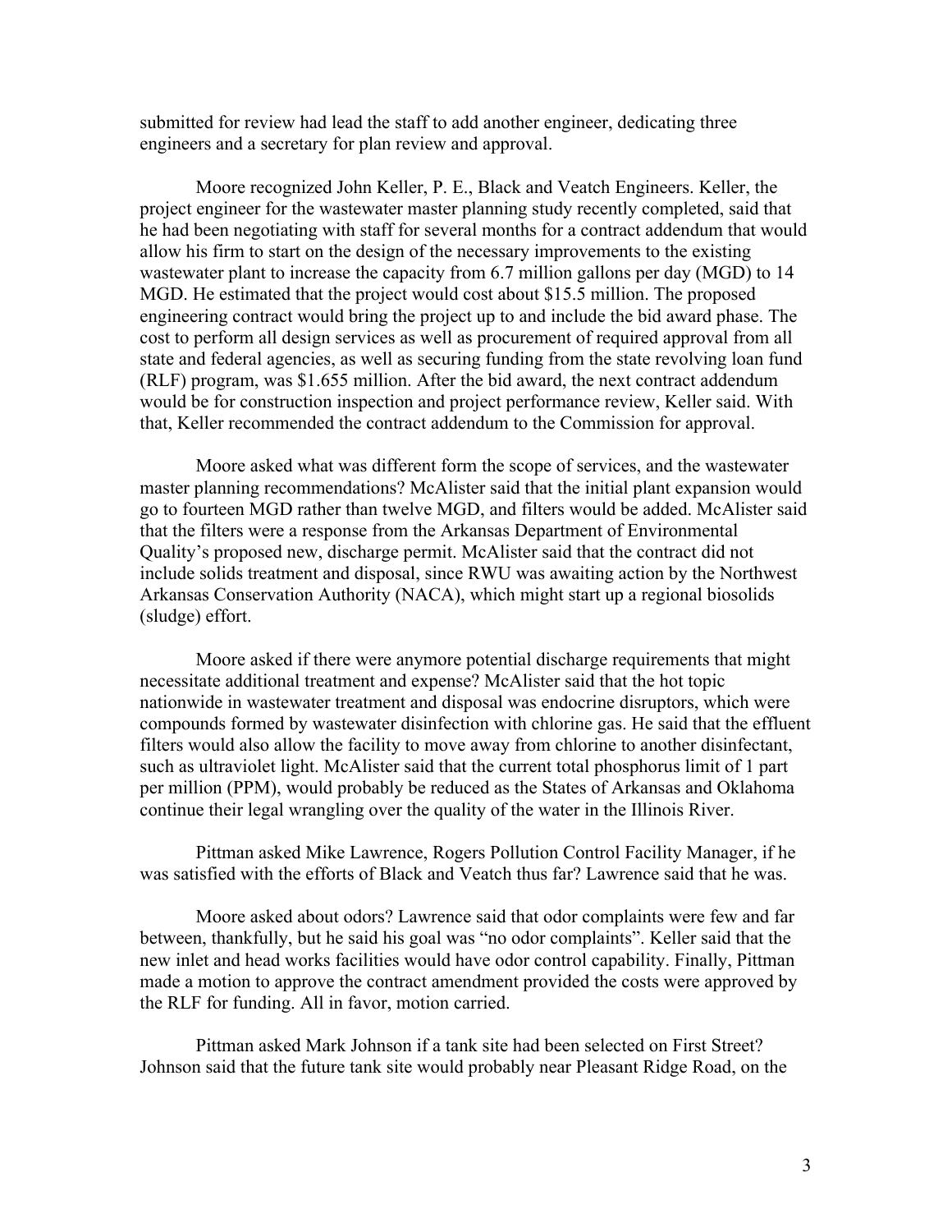submitted for review had lead the staff to add another engineer, dedicating three engineers and a secretary for plan review and approval.

Moore recognized John Keller, P. E., Black and Veatch Engineers. Keller, the project engineer for the wastewater master planning study recently completed, said that he had been negotiating with staff for several months for a contract addendum that would allow his firm to start on the design of the necessary improvements to the existing wastewater plant to increase the capacity from 6.7 million gallons per day (MGD) to 14 MGD. He estimated that the project would cost about $15.5 million. The proposed engineering contract would bring the project up to and include the bid award phase. The cost to perform all design services as well as procurement of required approval from all state and federal agencies, as well as securing funding from the state revolving loan fund (RLF) program, was $1.655 million. After the bid award, the next contract addendum would be for construction inspection and project performance review, Keller said. With that, Keller recommended the contract addendum to the Commission for approval.

Moore asked what was different form the scope of services, and the wastewater master planning recommendations? McAlister said that the initial plant expansion would go to fourteen MGD rather than twelve MGD, and filters would be added. McAlister said that the filters were a response from the Arkansas Department of Environmental Quality's proposed new, discharge permit. McAlister said that the contract did not include solids treatment and disposal, since RWU was awaiting action by the Northwest Arkansas Conservation Authority (NACA), which might start up a regional biosolids (sludge) effort.

Moore asked if there were anymore potential discharge requirements that might necessitate additional treatment and expense? McAlister said that the hot topic nationwide in wastewater treatment and disposal was endocrine disruptors, which were compounds formed by wastewater disinfection with chlorine gas. He said that the effluent filters would also allow the facility to move away from chlorine to another disinfectant, such as ultraviolet light. McAlister said that the current total phosphorus limit of 1 part per million (PPM), would probably be reduced as the States of Arkansas and Oklahoma continue their legal wrangling over the quality of the water in the Illinois River.

Pittman asked Mike Lawrence, Rogers Pollution Control Facility Manager, if he was satisfied with the efforts of Black and Veatch thus far? Lawrence said that he was.

Moore asked about odors? Lawrence said that odor complaints were few and far between, thankfully, but he said his goal was "no odor complaints". Keller said that the new inlet and head works facilities would have odor control capability. Finally, Pittman made a motion to approve the contract amendment provided the costs were approved by the RLF for funding. All in favor, motion carried.

Pittman asked Mark Johnson if a tank site had been selected on First Street? Johnson said that the future tank site would probably near Pleasant Ridge Road, on the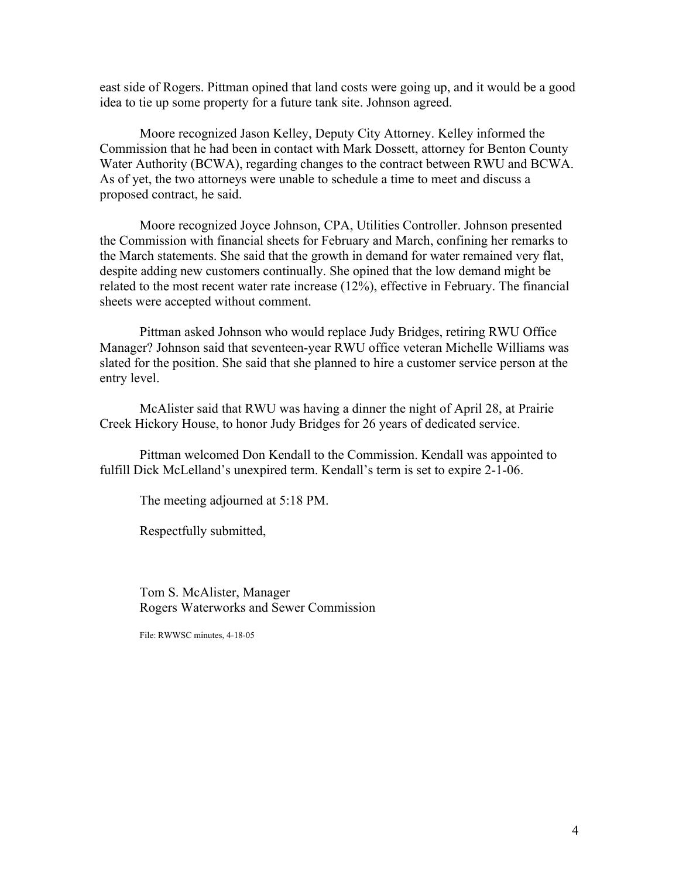east side of Rogers. Pittman opined that land costs were going up, and it would be a good idea to tie up some property for a future tank site. Johnson agreed.

Moore recognized Jason Kelley, Deputy City Attorney. Kelley informed the Commission that he had been in contact with Mark Dossett, attorney for Benton County Water Authority (BCWA), regarding changes to the contract between RWU and BCWA. As of yet, the two attorneys were unable to schedule a time to meet and discuss a proposed contract, he said.

Moore recognized Joyce Johnson, CPA, Utilities Controller. Johnson presented the Commission with financial sheets for February and March, confining her remarks to the March statements. She said that the growth in demand for water remained very flat, despite adding new customers continually. She opined that the low demand might be related to the most recent water rate increase (12%), effective in February. The financial sheets were accepted without comment.

Pittman asked Johnson who would replace Judy Bridges, retiring RWU Office Manager? Johnson said that seventeen-year RWU office veteran Michelle Williams was slated for the position. She said that she planned to hire a customer service person at the entry level.

McAlister said that RWU was having a dinner the night of April 28, at Prairie Creek Hickory House, to honor Judy Bridges for 26 years of dedicated service.

Pittman welcomed Don Kendall to the Commission. Kendall was appointed to fulfill Dick McLelland's unexpired term. Kendall's term is set to expire 2-1-06.

The meeting adjourned at 5:18 PM.

Respectfully submitted,

Tom S. McAlister, Manager
Rogers Waterworks and Sewer Commission

File: RWWSC minutes, 4-18-05